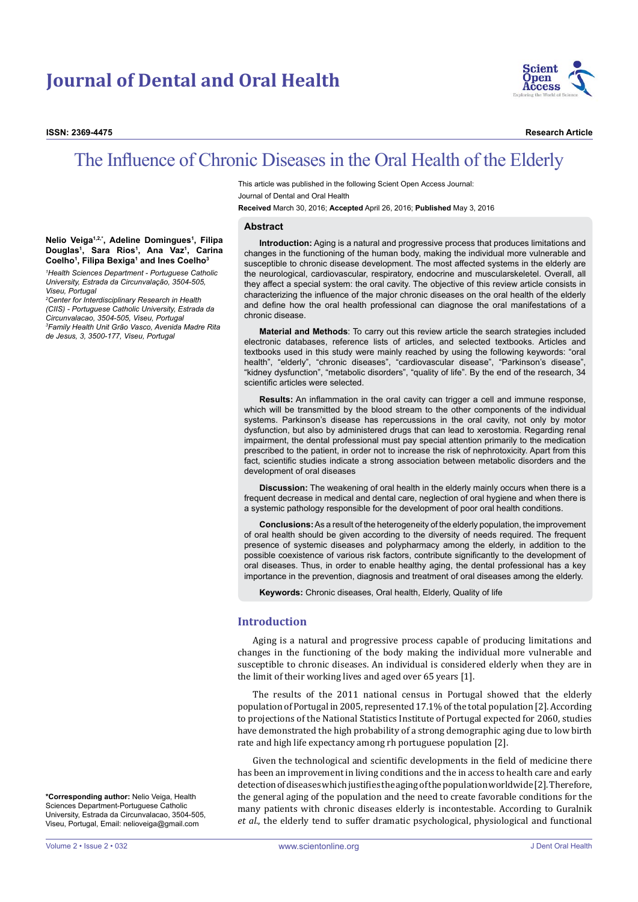# Journal of Dental and Oral Health

**ISSN: 2369-4475** **Research Article**

# The Influence of Chronic Diseases in the Oral Health of the Elderly

This article was published in the following Scient Open Access Journal:
Journal of Dental and Oral Health

**Received** March 30, 2016; **Accepted** April 26, 2016; **Published** May 3, 2016

**Nelio Veiga[1,2,*], Adeline Domingues[1], Filipa Douglas[1], Sara Rios[1], Ana Vaz[1], Carina Coelho[1], Filipa Bexiga[1] and Ines Coelho[3]**

*[1]Health Sciences Department - Portuguese Catholic University, Estrada da Circunvalação, 3504-505, Viseu, Portugal*
*[2]Center for Interdisciplinary Research in Health (CIIS) - Portuguese Catholic University, Estrada da Circunvalacao, 3504-505, Viseu, Portugal*
*[3]Family Health Unit Grão Vasco, Avenida Madre Rita de Jesus, 3, 3500-177, Viseu, Portugal*

**\*Corresponding author:** Nelio Veiga, Health Sciences Department-Portuguese Catholic University, Estrada da Circunvalacao, 3504-505, Viseu, Portugal, Email: nelioveiga@gmail.com

## Abstract

**Introduction:** Aging is a natural and progressive process that produces limitations and changes in the functioning of the human body, making the individual more vulnerable and susceptible to chronic disease development. The most affected systems in the elderly are the neurological, cardiovascular, respiratory, endocrine and muscularskeletel. Overall, all they affect a special system: the oral cavity. The objective of this review article consists in characterizing the influence of the major chronic diseases on the oral health of the elderly and define how the oral health professional can diagnose the oral manifestations of a chronic disease.

**Material and Methods**: To carry out this review article the search strategies included electronic databases, reference lists of articles, and selected textbooks. Articles and textbooks used in this study were mainly reached by using the following keywords: "oral health", "elderly", "chronic diseases", "cardiovascular disease", "Parkinson's disease", "kidney dysfunction", "metabolic disorders", "quality of life". By the end of the research, 34 scientific articles were selected.

**Results:** An inflammation in the oral cavity can trigger a cell and immune response, which will be transmitted by the blood stream to the other components of the individual systems. Parkinson's disease has repercussions in the oral cavity, not only by motor dysfunction, but also by administered drugs that can lead to xerostomia. Regarding renal impairment, the dental professional must pay special attention primarily to the medication prescribed to the patient, in order not to increase the risk of nephrotoxicity. Apart from this fact, scientific studies indicate a strong association between metabolic disorders and the development of oral diseases

**Discussion:** The weakening of oral health in the elderly mainly occurs when there is a frequent decrease in medical and dental care, neglection of oral hygiene and when there is a systemic pathology responsible for the development of poor oral health conditions.

**Conclusions:** As a result of the heterogeneity of the elderly population, the improvement of oral health should be given according to the diversity of needs required. The frequent presence of systemic diseases and polypharmacy among the elderly, in addition to the possible coexistence of various risk factors, contribute significantly to the development of oral diseases. Thus, in order to enable healthy aging, the dental professional has a key importance in the prevention, diagnosis and treatment of oral diseases among the elderly.

**Keywords:** Chronic diseases, Oral health, Elderly, Quality of life

## Introduction

Aging is a natural and progressive process capable of producing limitations and changes in the functioning of the body making the individual more vulnerable and susceptible to chronic diseases. An individual is considered elderly when they are in the limit of their working lives and aged over 65 years [1].

The results of the 2011 national census in Portugal showed that the elderly population of Portugal in 2005, represented 17.1% of the total population [2]. According to projections of the National Statistics Institute of Portugal expected for 2060, studies have demonstrated the high probability of a strong demographic aging due to low birth rate and high life expectancy among rh portuguese population [2].

Given the technological and scientific developments in the field of medicine there has been an improvement in living conditions and the in access to health care and early detection of diseases which justifies the aging of the population worldwide [2]. Therefore, the general aging of the population and the need to create favorable conditions for the many patients with chronic diseases elderly is incontestable. According to Guralnik *et al.,* the elderly tend to suffer dramatic psychological, physiological and functional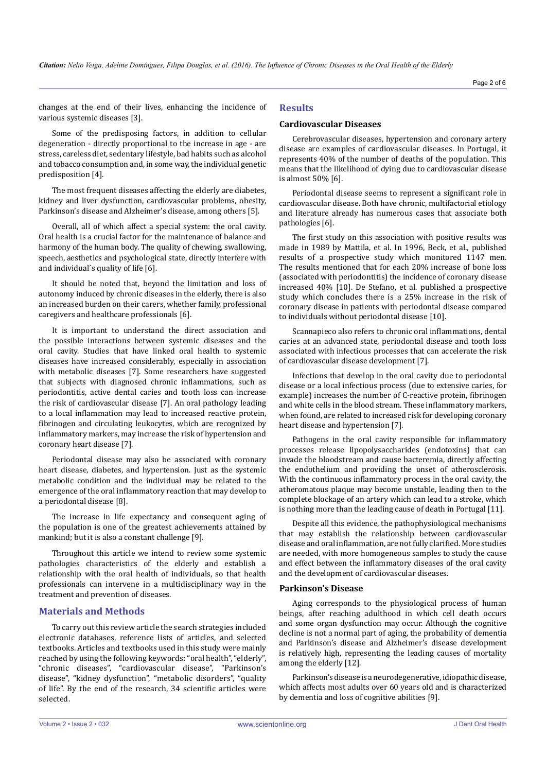changes at the end of their lives, enhancing the incidence of various systemic diseases [3].

Some of the predisposing factors, in addition to cellular degeneration - directly proportional to the increase in age - are stress, careless diet, sedentary lifestyle, bad habits such as alcohol and tobacco consumption and, in some way, the individual genetic predisposition [4].

The most frequent diseases affecting the elderly are diabetes, kidney and liver dysfunction, cardiovascular problems, obesity, Parkinson's disease and Alzheimer's disease, among others [5].

Overall, all of which affect a special system: the oral cavity. Oral health is a crucial factor for the maintenance of balance and harmony of the human body. The quality of chewing, swallowing, speech, aesthetics and psychological state, directly interfere with and individual´s quality of life [6].

It should be noted that, beyond the limitation and loss of autonomy induced by chronic diseases in the elderly, there is also an increased burden on their carers, whether family, professional caregivers and healthcare professionals [6].

It is important to understand the direct association and the possible interactions between systemic diseases and the oral cavity. Studies that have linked oral health to systemic diseases have increased considerably, especially in association with metabolic diseases [7]. Some researchers have suggested that subjects with diagnosed chronic inflammations, such as periodontitis, active dental caries and tooth loss can increase the risk of cardiovascular disease [7]. An oral pathology leading to a local inflammation may lead to increased reactive protein, fibrinogen and circulating leukocytes, which are recognized by inflammatory markers, may increase the risk of hypertension and coronary heart disease [7].

Periodontal disease may also be associated with coronary heart disease, diabetes, and hypertension. Just as the systemic metabolic condition and the individual may be related to the emergence of the oral inflammatory reaction that may develop to a periodontal disease [8].

The increase in life expectancy and consequent aging of the population is one of the greatest achievements attained by mankind; but it is also a constant challenge [9].

Throughout this article we intend to review some systemic pathologies characteristics of the elderly and establish a relationship with the oral health of individuals, so that health professionals can intervene in a multidisciplinary way in the treatment and prevention of diseases.

## Materials and Methods

To carry out this review article the search strategies included electronic databases, reference lists of articles, and selected textbooks. Articles and textbooks used in this study were mainly reached by using the following keywords: "oral health", "elderly", "chronic diseases", "cardiovascular disease", "Parkinson's disease", "kidney dysfunction", "metabolic disorders", "quality of life". By the end of the research, 34 scientific articles were selected.

## Results

### Cardiovascular Diseases

Cerebrovascular diseases, hypertension and coronary artery disease are examples of cardiovascular diseases. In Portugal, it represents 40% of the number of deaths of the population. This means that the likelihood of dying due to cardiovascular disease is almost 50% [6].

Periodontal disease seems to represent a significant role in cardiovascular disease. Both have chronic, multifactorial etiology and literature already has numerous cases that associate both pathologies [6].

The first study on this association with positive results was made in 1989 by Mattila, et al. In 1996, Beck, et al., published results of a prospective study which monitored 1147 men. The results mentioned that for each 20% increase of bone loss (associated with periodontitis) the incidence of coronary disease increased 40% [10]. De Stefano, et al. published a prospective study which concludes there is a 25% increase in the risk of coronary disease in patients with periodontal disease compared to individuals without periodontal disease [10].

Scannapieco also refers to chronic oral inflammations, dental caries at an advanced state, periodontal disease and tooth loss associated with infectious processes that can accelerate the risk of cardiovascular disease development [7].

Infections that develop in the oral cavity due to periodontal disease or a local infectious process (due to extensive caries, for example) increases the number of C-reactive protein, fibrinogen and white cells in the blood stream. These inflammatory markers, when found, are related to increased risk for developing coronary heart disease and hypertension [7].

Pathogens in the oral cavity responsible for inflammatory processes release lipopolysaccharides (endotoxins) that can invade the bloodstream and cause bacteremia, directly affecting the endothelium and providing the onset of atherosclerosis. With the continuous inflammatory process in the oral cavity, the atheromatous plaque may become unstable, leading then to the complete blockage of an artery which can lead to a stroke, which is nothing more than the leading cause of death in Portugal [11].

Despite all this evidence, the pathophysiological mechanisms that may establish the relationship between cardiovascular disease and oral inflammation, are not fully clarified. More studies are needed, with more homogeneous samples to study the cause and effect between the inflammatory diseases of the oral cavity and the development of cardiovascular diseases.

### Parkinson's Disease

Aging corresponds to the physiological process of human beings, after reaching adulthood in which cell death occurs and some organ dysfunction may occur. Although the cognitive decline is not a normal part of aging, the probability of dementia and Parkinson's disease and Alzheimer's disease development is relatively high, representing the leading causes of mortality among the elderly [12].

Parkinson's disease is a neurodegenerative, idiopathic disease, which affects most adults over 60 years old and is characterized by dementia and loss of cognitive abilities [9].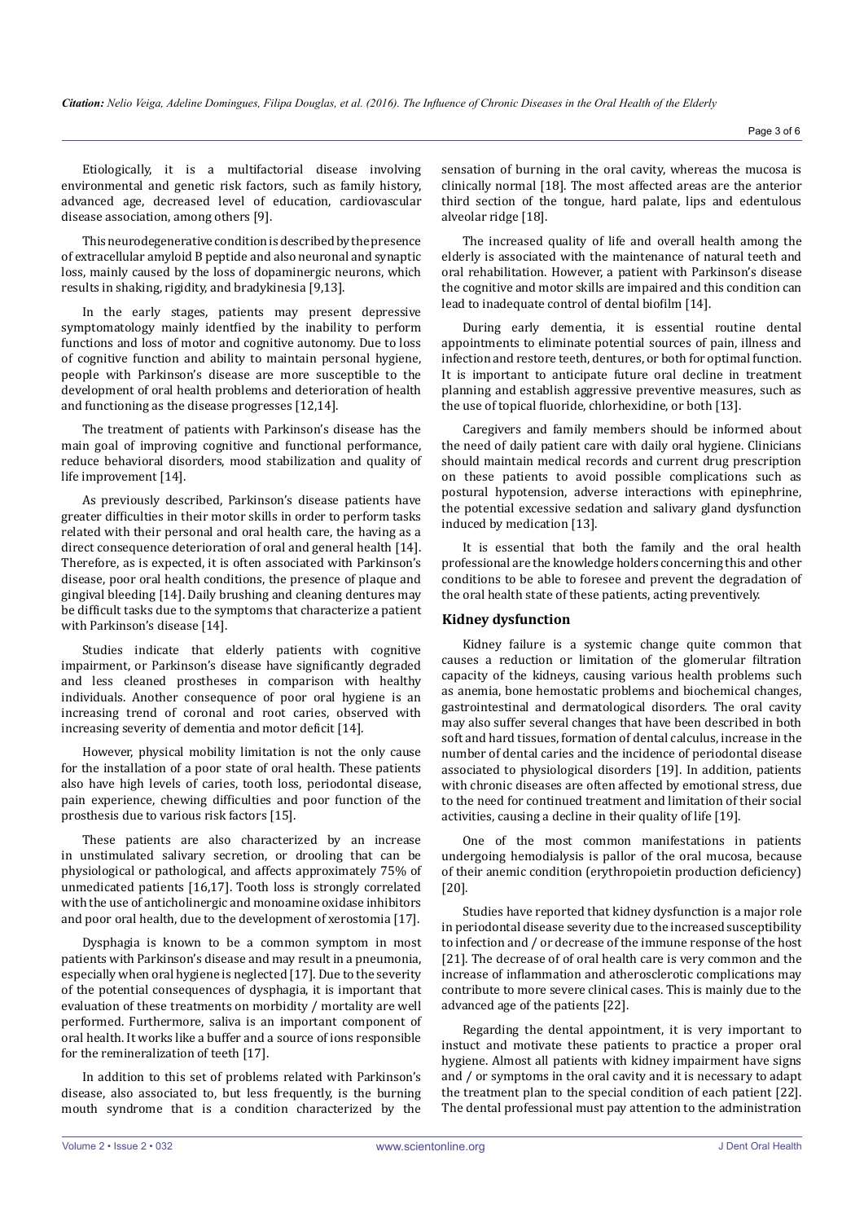Etiologically, it is a multifactorial disease involving environmental and genetic risk factors, such as family history, advanced age, decreased level of education, cardiovascular disease association, among others [9].

This neurodegenerative condition is described by the presence of extracellular amyloid B peptide and also neuronal and synaptic loss, mainly caused by the loss of dopaminergic neurons, which results in shaking, rigidity, and bradykinesia [9,13].

In the early stages, patients may present depressive symptomatology mainly identfied by the inability to perform functions and loss of motor and cognitive autonomy. Due to loss of cognitive function and ability to maintain personal hygiene, people with Parkinson's disease are more susceptible to the development of oral health problems and deterioration of health and functioning as the disease progresses [12,14].

The treatment of patients with Parkinson's disease has the main goal of improving cognitive and functional performance, reduce behavioral disorders, mood stabilization and quality of life improvement [14].

As previously described, Parkinson's disease patients have greater difficulties in their motor skills in order to perform tasks related with their personal and oral health care, the having as a direct consequence deterioration of oral and general health [14]. Therefore, as is expected, it is often associated with Parkinson's disease, poor oral health conditions, the presence of plaque and gingival bleeding [14]. Daily brushing and cleaning dentures may be difficult tasks due to the symptoms that characterize a patient with Parkinson's disease [14].

Studies indicate that elderly patients with cognitive impairment, or Parkinson's disease have significantly degraded and less cleaned prostheses in comparison with healthy individuals. Another consequence of poor oral hygiene is an increasing trend of coronal and root caries, observed with increasing severity of dementia and motor deficit [14].

However, physical mobility limitation is not the only cause for the installation of a poor state of oral health. These patients also have high levels of caries, tooth loss, periodontal disease, pain experience, chewing difficulties and poor function of the prosthesis due to various risk factors [15].

These patients are also characterized by an increase in unstimulated salivary secretion, or drooling that can be physiological or pathological, and affects approximately 75% of unmedicated patients [16,17]. Tooth loss is strongly correlated with the use of anticholinergic and monoamine oxidase inhibitors and poor oral health, due to the development of xerostomia [17].

Dysphagia is known to be a common symptom in most patients with Parkinson's disease and may result in a pneumonia, especially when oral hygiene is neglected [17]. Due to the severity of the potential consequences of dysphagia, it is important that evaluation of these treatments on morbidity / mortality are well performed. Furthermore, saliva is an important component of oral health. It works like a buffer and a source of ions responsible for the remineralization of teeth [17].

In addition to this set of problems related with Parkinson's disease, also associated to, but less frequently, is the burning mouth syndrome that is a condition characterized by the sensation of burning in the oral cavity, whereas the mucosa is clinically normal [18]. The most affected areas are the anterior third section of the tongue, hard palate, lips and edentulous alveolar ridge [18].

The increased quality of life and overall health among the elderly is associated with the maintenance of natural teeth and oral rehabilitation. However, a patient with Parkinson's disease the cognitive and motor skills are impaired and this condition can lead to inadequate control of dental biofilm [14].

During early dementia, it is essential routine dental appointments to eliminate potential sources of pain, illness and infection and restore teeth, dentures, or both for optimal function. It is important to anticipate future oral decline in treatment planning and establish aggressive preventive measures, such as the use of topical fluoride, chlorhexidine, or both [13].

Caregivers and family members should be informed about the need of daily patient care with daily oral hygiene. Clinicians should maintain medical records and current drug prescription on these patients to avoid possible complications such as postural hypotension, adverse interactions with epinephrine, the potential excessive sedation and salivary gland dysfunction induced by medication [13].

It is essential that both the family and the oral health professional are the knowledge holders concerning this and other conditions to be able to foresee and prevent the degradation of the oral health state of these patients, acting preventively.

## Kidney dysfunction

Kidney failure is a systemic change quite common that causes a reduction or limitation of the glomerular filtration capacity of the kidneys, causing various health problems such as anemia, bone hemostatic problems and biochemical changes, gastrointestinal and dermatological disorders. The oral cavity may also suffer several changes that have been described in both soft and hard tissues, formation of dental calculus, increase in the number of dental caries and the incidence of periodontal disease associated to physiological disorders [19]. In addition, patients with chronic diseases are often affected by emotional stress, due to the need for continued treatment and limitation of their social activities, causing a decline in their quality of life [19].

One of the most common manifestations in patients undergoing hemodialysis is pallor of the oral mucosa, because of their anemic condition (erythropoietin production deficiency) [20].

Studies have reported that kidney dysfunction is a major role in periodontal disease severity due to the increased susceptibility to infection and / or decrease of the immune response of the host [21]. The decrease of of oral health care is very common and the increase of inflammation and atherosclerotic complications may contribute to more severe clinical cases. This is mainly due to the advanced age of the patients [22].

Regarding the dental appointment, it is very important to instuct and motivate these patients to practice a proper oral hygiene. Almost all patients with kidney impairment have signs and / or symptoms in the oral cavity and it is necessary to adapt the treatment plan to the special condition of each patient [22]. The dental professional must pay attention to the administration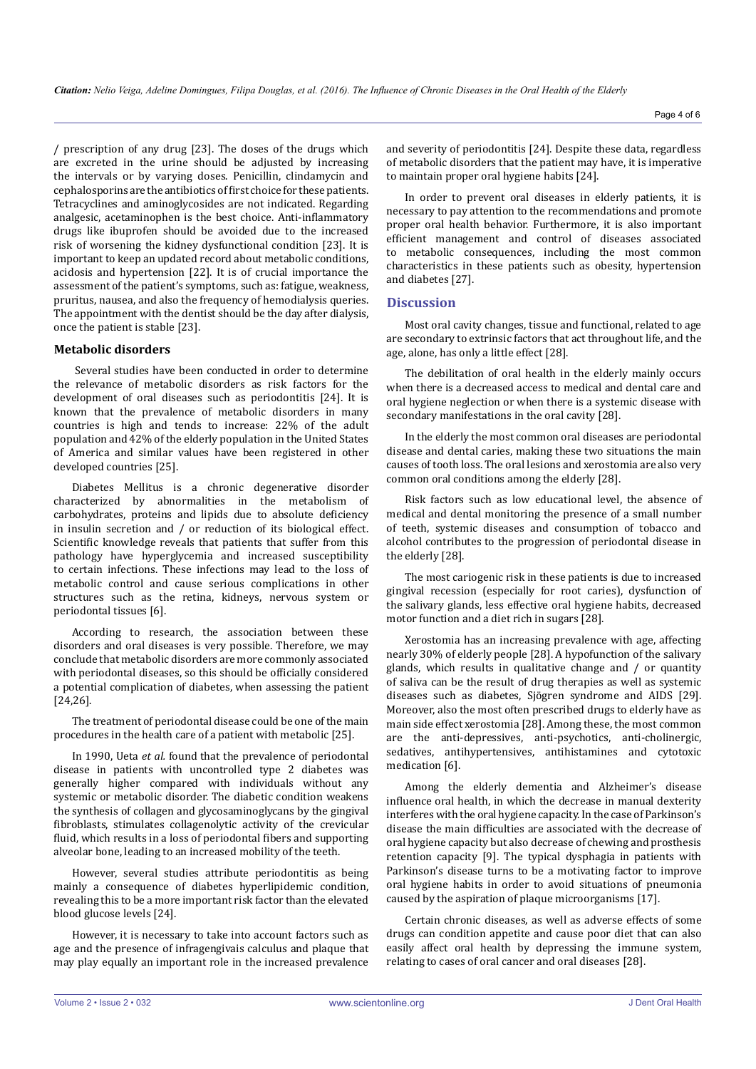/ prescription of any drug [23]. The doses of the drugs which are excreted in the urine should be adjusted by increasing the intervals or by varying doses. Penicillin, clindamycin and cephalosporins are the antibiotics of first choice for these patients. Tetracyclines and aminoglycosides are not indicated. Regarding analgesic, acetaminophen is the best choice. Anti-inflammatory drugs like ibuprofen should be avoided due to the increased risk of worsening the kidney dysfunctional condition [23]. It is important to keep an updated record about metabolic conditions, acidosis and hypertension [22]. It is of crucial importance the assessment of the patient's symptoms, such as: fatigue, weakness, pruritus, nausea, and also the frequency of hemodialysis queries. The appointment with the dentist should be the day after dialysis, once the patient is stable [23].

### Metabolic disorders

Several studies have been conducted in order to determine the relevance of metabolic disorders as risk factors for the development of oral diseases such as periodontitis [24]. It is known that the prevalence of metabolic disorders in many countries is high and tends to increase: 22% of the adult population and 42% of the elderly population in the United States of America and similar values have been registered in other developed countries [25].

Diabetes Mellitus is a chronic degenerative disorder characterized by abnormalities in the metabolism of carbohydrates, proteins and lipids due to absolute deficiency in insulin secretion and / or reduction of its biological effect. Scientific knowledge reveals that patients that suffer from this pathology have hyperglycemia and increased susceptibility to certain infections. These infections may lead to the loss of metabolic control and cause serious complications in other structures such as the retina, kidneys, nervous system or periodontal tissues [6].

According to research, the association between these disorders and oral diseases is very possible. Therefore, we may conclude that metabolic disorders are more commonly associated with periodontal diseases, so this should be officially considered a potential complication of diabetes, when assessing the patient [24,26].

The treatment of periodontal disease could be one of the main procedures in the health care of a patient with metabolic [25].

In 1990, Ueta *et al.* found that the prevalence of periodontal disease in patients with uncontrolled type 2 diabetes was generally higher compared with individuals without any systemic or metabolic disorder. The diabetic condition weakens the synthesis of collagen and glycosaminoglycans by the gingival fibroblasts, stimulates collagenolytic activity of the crevicular fluid, which results in a loss of periodontal fibers and supporting alveolar bone, leading to an increased mobility of the teeth.

However, several studies attribute periodontitis as being mainly a consequence of diabetes hyperlipidemic condition, revealing this to be a more important risk factor than the elevated blood glucose levels [24].

However, it is necessary to take into account factors such as age and the presence of infragengivais calculus and plaque that may play equally an important role in the increased prevalence and severity of periodontitis [24]. Despite these data, regardless of metabolic disorders that the patient may have, it is imperative to maintain proper oral hygiene habits [24].

In order to prevent oral diseases in elderly patients, it is necessary to pay attention to the recommendations and promote proper oral health behavior. Furthermore, it is also important efficient management and control of diseases associated to metabolic consequences, including the most common characteristics in these patients such as obesity, hypertension and diabetes [27].

## Discussion

Most oral cavity changes, tissue and functional, related to age are secondary to extrinsic factors that act throughout life, and the age, alone, has only a little effect [28].

The debilitation of oral health in the elderly mainly occurs when there is a decreased access to medical and dental care and oral hygiene neglection or when there is a systemic disease with secondary manifestations in the oral cavity [28].

In the elderly the most common oral diseases are periodontal disease and dental caries, making these two situations the main causes of tooth loss. The oral lesions and xerostomia are also very common oral conditions among the elderly [28].

Risk factors such as low educational level, the absence of medical and dental monitoring the presence of a small number of teeth, systemic diseases and consumption of tobacco and alcohol contributes to the progression of periodontal disease in the elderly [28].

The most cariogenic risk in these patients is due to increased gingival recession (especially for root caries), dysfunction of the salivary glands, less effective oral hygiene habits, decreased motor function and a diet rich in sugars [28].

Xerostomia has an increasing prevalence with age, affecting nearly 30% of elderly people [28]. A hypofunction of the salivary glands, which results in qualitative change and / or quantity of saliva can be the result of drug therapies as well as systemic diseases such as diabetes, Sjögren syndrome and AIDS [29]. Moreover, also the most often prescribed drugs to elderly have as main side effect xerostomia [28]. Among these, the most common are the anti-depressives, anti-psychotics, anti-cholinergic, sedatives, antihypertensives, antihistamines and cytotoxic medication [6].

Among the elderly dementia and Alzheimer's disease influence oral health, in which the decrease in manual dexterity interferes with the oral hygiene capacity. In the case of Parkinson's disease the main difficulties are associated with the decrease of oral hygiene capacity but also decrease of chewing and prosthesis retention capacity [9]. The typical dysphagia in patients with Parkinson's disease turns to be a motivating factor to improve oral hygiene habits in order to avoid situations of pneumonia caused by the aspiration of plaque microorganisms [17].

Certain chronic diseases, as well as adverse effects of some drugs can condition appetite and cause poor diet that can also easily affect oral health by depressing the immune system, relating to cases of oral cancer and oral diseases [28].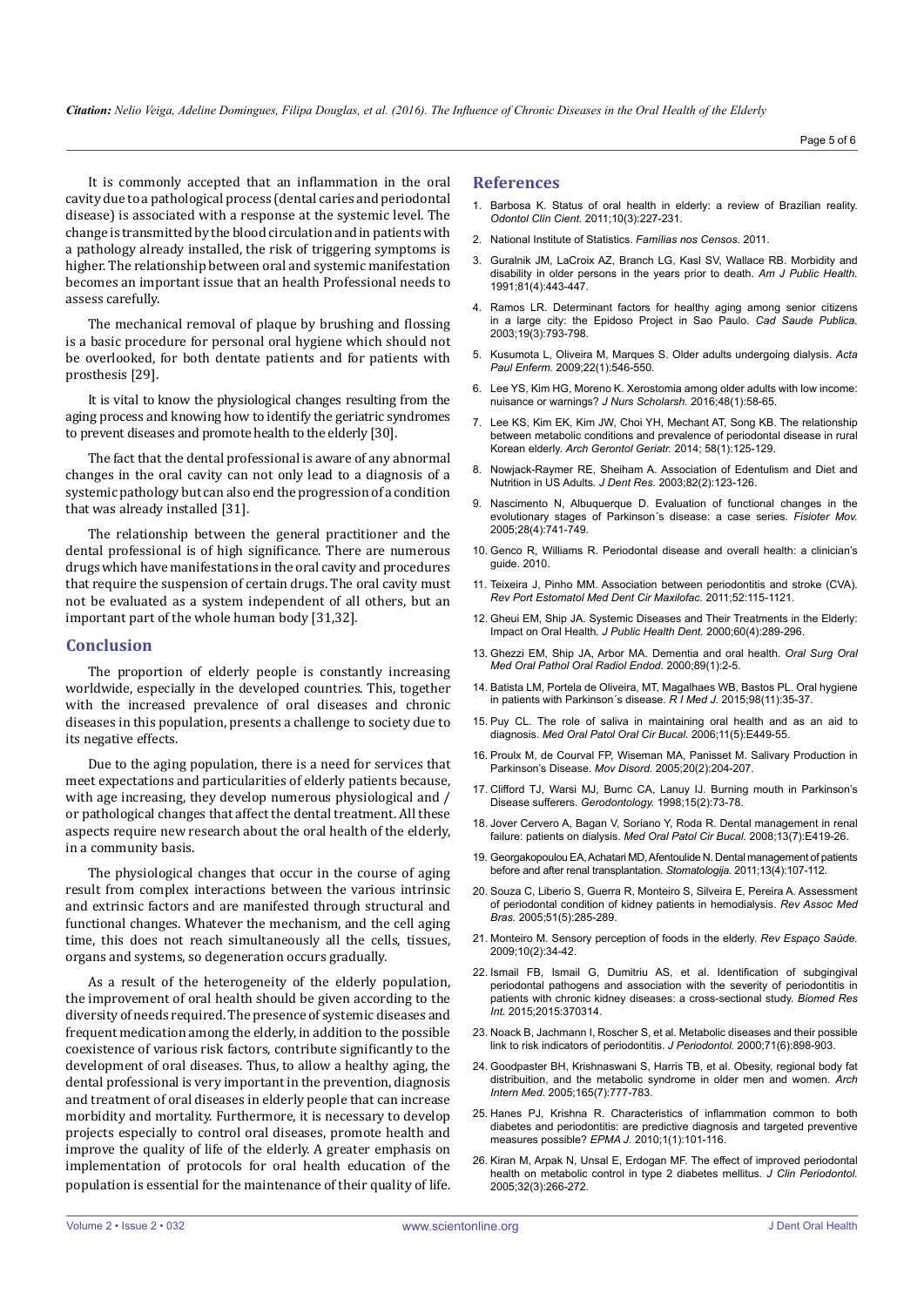It is commonly accepted that an inflammation in the oral cavity due to a pathological process (dental caries and periodontal disease) is associated with a response at the systemic level. The change is transmitted by the blood circulation and in patients with a pathology already installed, the risk of triggering symptoms is higher. The relationship between oral and systemic manifestation becomes an important issue that an health Professional needs to assess carefully.

The mechanical removal of plaque by brushing and flossing is a basic procedure for personal oral hygiene which should not be overlooked, for both dentate patients and for patients with prosthesis [29].

It is vital to know the physiological changes resulting from the aging process and knowing how to identify the geriatric syndromes to prevent diseases and promote health to the elderly [30].

The fact that the dental professional is aware of any abnormal changes in the oral cavity can not only lead to a diagnosis of a systemic pathology but can also end the progression of a condition that was already installed [31].

The relationship between the general practitioner and the dental professional is of high significance. There are numerous drugs which have manifestations in the oral cavity and procedures that require the suspension of certain drugs. The oral cavity must not be evaluated as a system independent of all others, but an important part of the whole human body [31,32].

## Conclusion

The proportion of elderly people is constantly increasing worldwide, especially in the developed countries. This, together with the increased prevalence of oral diseases and chronic diseases in this population, presents a challenge to society due to its negative effects.

Due to the aging population, there is a need for services that meet expectations and particularities of elderly patients because, with age increasing, they develop numerous physiological and / or pathological changes that affect the dental treatment. All these aspects require new research about the oral health of the elderly, in a community basis.

The physiological changes that occur in the course of aging result from complex interactions between the various intrinsic and extrinsic factors and are manifested through structural and functional changes. Whatever the mechanism, and the cell aging time, this does not reach simultaneously all the cells, tissues, organs and systems, so degeneration occurs gradually.

As a result of the heterogeneity of the elderly population, the improvement of oral health should be given according to the diversity of needs required. The presence of systemic diseases and frequent medication among the elderly, in addition to the possible coexistence of various risk factors, contribute significantly to the development of oral diseases. Thus, to allow a healthy aging, the dental professional is very important in the prevention, diagnosis and treatment of oral diseases in elderly people that can increase morbidity and mortality. Furthermore, it is necessary to develop projects especially to control oral diseases, promote health and improve the quality of life of the elderly. A greater emphasis on implementation of protocols for oral health education of the population is essential for the maintenance of their quality of life.

## References

1. Barbosa K. Status of oral health in elderly: a review of Brazilian reality. *Odontol Clín Cient.* 2011;10(3):227-231.
2. National Institute of Statistics. *Famílias nos Censos*. 2011.
3. Guralnik JM, LaCroix AZ, Branch LG, Kasl SV, Wallace RB. Morbidity and disability in older persons in the years prior to death. *Am J Public Health.* 1991;81(4):443-447.
4. Ramos LR. Determinant factors for healthy aging among senior citizens in a large city: the Epidoso Project in Sao Paulo. *Cad Saude Publica.* 2003;19(3):793-798.
5. Kusumota L, Oliveira M, Marques S. Older adults undergoing dialysis. *Acta Paul Enferm.* 2009;22(1):546-550.
6. Lee YS, Kim HG, Moreno K. Xerostomia among older adults with low income: nuisance or warnings? *J Nurs Scholarsh.* 2016;48(1):58-65.
7. Lee KS, Kim EK, Kim JW, Choi YH, Mechant AT, Song KB. The relationship between metabolic conditions and prevalence of periodontal disease in rural Korean elderly. *Arch Gerontol Geriatr.* 2014; 58(1):125-129.
8. Nowjack-Raymer RE, Sheiham A. Association of Edentulism and Diet and Nutrition in US Adults. *J Dent Res.* 2003;82(2):123-126.
9. Nascimento N, Albuquerque D. Evaluation of functional changes in the evolutionary stages of Parkinson´s disease: a case series. *Fisioter Mov.* 2005;28(4):741-749.
10. Genco R, Williams R. Periodontal disease and overall health: a clinician's guide. 2010.
11. Teixeira J, Pinho MM. Association between periodontitis and stroke (CVA). *Rev Port Estomatol Med Dent Cir Maxilofac.* 2011;52:115-1121.
12. Gheui EM, Ship JA. Systemic Diseases and Their Treatments in the Elderly: Impact on Oral Health. *J Public Health Dent.* 2000;60(4):289-296.
13. Ghezzi EM, Ship JA, Arbor MA. Dementia and oral health. *Oral Surg Oral Med Oral Pathol Oral Radiol Endod.* 2000;89(1):2-5.
14. Batista LM, Portela de Oliveira, MT, Magalhaes WB, Bastos PL. Oral hygiene in patients with Parkinson´s disease. *R I Med J.* 2015;98(11):35-37.
15. Puy CL. The role of saliva in maintaining oral health and as an aid to diagnosis. *Med Oral Patol Oral Cir Bucal.* 2006;11(5):E449-55.
16. Proulx M, de Courval FP, Wiseman MA, Panisset M. Salivary Production in Parkinson's Disease. *Mov Disord.* 2005;20(2):204-207.
17. Clifford TJ, Warsi MJ, Burnc CA, Lanuy IJ. Burning mouth in Parkinson's Disease sufferers. *Gerodontology.* 1998;15(2):73-78.
18. Jover Cervero A, Bagan V, Soriano Y, Roda R. Dental management in renal failure: patients on dialysis. *Med Oral Patol Cir Bucal.* 2008;13(7):E419-26.
19. Georgakopoulou EA, Achatari MD, Afentoulide N. Dental management of patients before and after renal transplantation. *Stomatologija.* 2011;13(4):107-112.
20. Souza C, Liberio S, Guerra R, Monteiro S, Silveira E, Pereira A. Assessment of periodontal condition of kidney patients in hemodialysis. *Rev Assoc Med Bras.* 2005;51(5):285-289.
21. Monteiro M. Sensory perception of foods in the elderly. *Rev Espaço Saúde.* 2009;10(2):34-42.
22. Ismail FB, Ismail G, Dumitriu AS, et al. Identification of subgingival periodontal pathogens and association with the severity of periodontitis in patients with chronic kidney diseases: a cross-sectional study. *Biomed Res Int.* 2015;2015:370314.
23. Noack B, Jachmann I, Roscher S, et al. Metabolic diseases and their possible link to risk indicators of periodontitis. *J Periodontol.* 2000;71(6):898-903.
24. Goodpaster BH, Krishnaswani S, Harris TB, et al. Obesity, regional body fat distribuition, and the metabolic syndrome in older men and women. *Arch Intern Med.* 2005;165(7):777-783.
25. Hanes PJ, Krishna R. Characteristics of inflammation common to both diabetes and periodontitis: are predictive diagnosis and targeted preventive measures possible? *EPMA J.* 2010;1(1):101-116.
26. Kiran M, Arpak N, Unsal E, Erdogan MF. The effect of improved periodontal health on metabolic control in type 2 diabetes mellitus. *J Clin Periodontol.* 2005;32(3):266-272.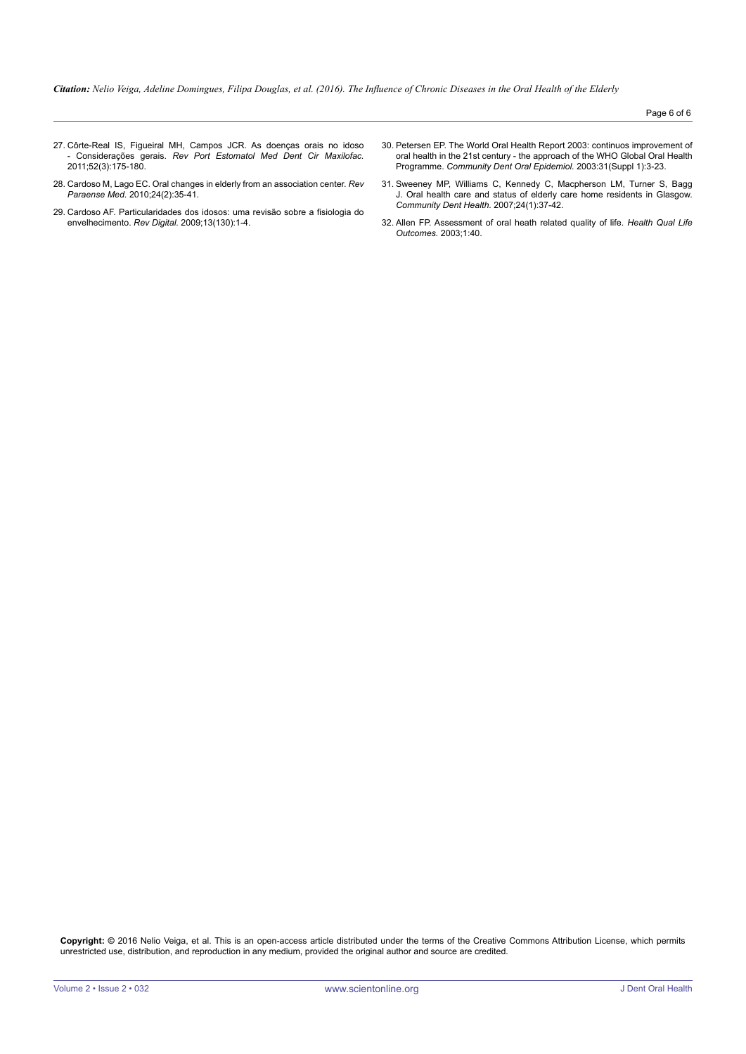27. Côrte-Real IS, Figueiral MH, Campos JCR. As doenças orais no idoso - Considerações gerais. *Rev Port Estomatol Med Dent Cir Maxilofac.* 2011;52(3):175-180.

28. Cardoso M, Lago EC. Oral changes in elderly from an association center. *Rev Paraense Med.* 2010;24(2):35-41.

29. Cardoso AF. Particularidades dos idosos: uma revisão sobre a fisiologia do envelhecimento. *Rev Digital.* 2009;13(130):1-4.

30. Petersen EP. The World Oral Health Report 2003: continuos improvement of oral health in the 21st century - the approach of the WHO Global Oral Health Programme. *Community Dent Oral Epidemiol.* 2003:31(Suppl 1):3-23.

31. Sweeney MP, Williams C, Kennedy C, Macpherson LM, Turner S, Bagg J. Oral health care and status of elderly care home residents in Glasgow. *Community Dent Health.* 2007;24(1):37-42.

32. Allen FP. Assessment of oral heath related quality of life. *Health Qual Life Outcomes.* 2003;1:40.

**Copyright:** © 2016 Nelio Veiga, et al. This is an open-access article distributed under the terms of the Creative Commons Attribution License, which permits unrestricted use, distribution, and reproduction in any medium, provided the original author and source are credited.